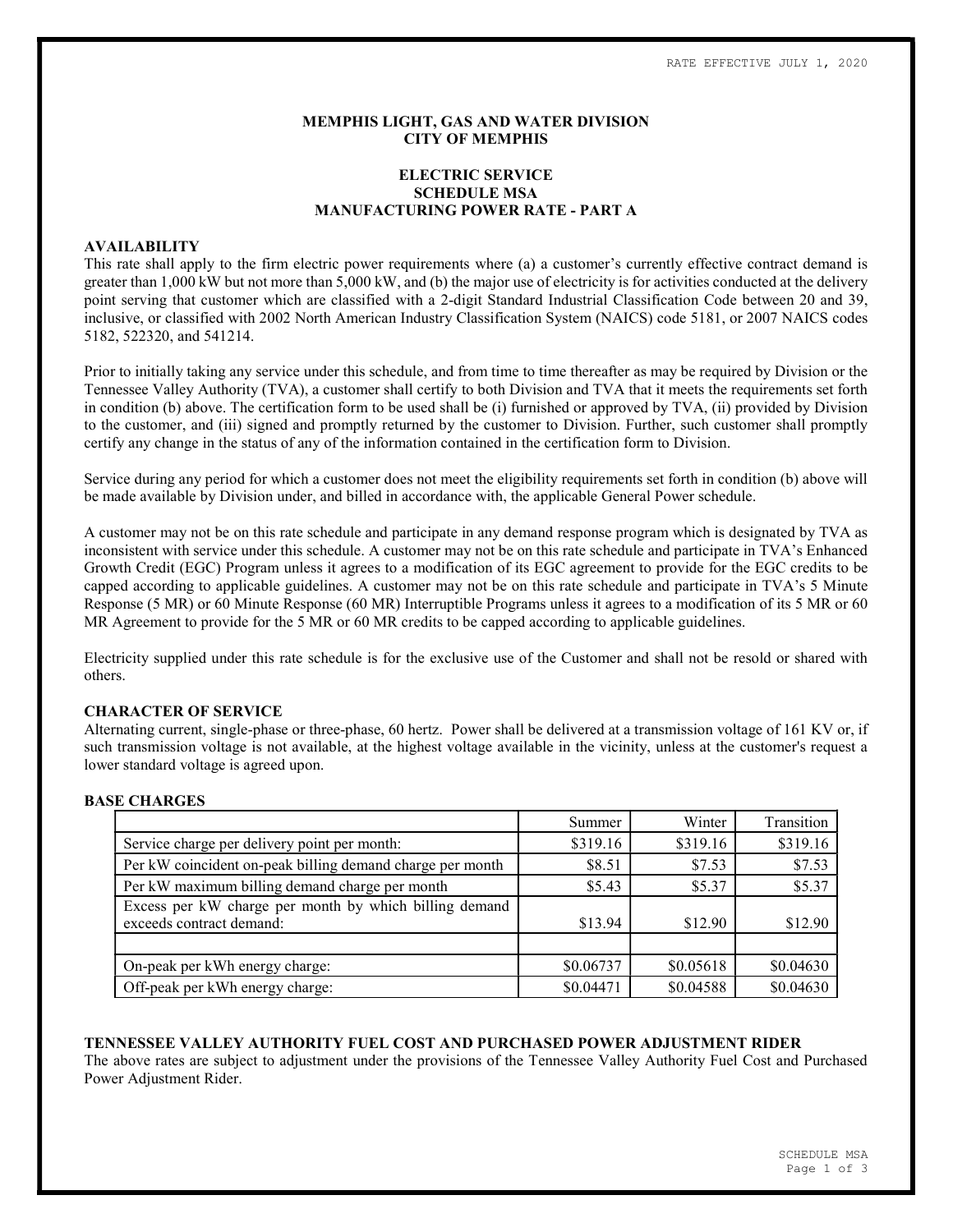RATE EFFECTIVE JULY 1, 2020

# MEMPHIS LIGHT, GAS AND WATER DIVISION
# CITY OF MEMPHIS

## ELECTRIC SERVICE
## SCHEDULE MSA
## MANUFACTURING POWER RATE - PART A

### AVAILABILITY

This rate shall apply to the firm electric power requirements where (a) a customer's currently effective contract demand is greater than 1,000 kW but not more than 5,000 kW, and (b) the major use of electricity is for activities conducted at the delivery point serving that customer which are classified with a 2-digit Standard Industrial Classification Code between 20 and 39, inclusive, or classified with 2002 North American Industry Classification System (NAICS) code 5181, or 2007 NAICS codes 5182, 522320, and 541214.

Prior to initially taking any service under this schedule, and from time to time thereafter as may be required by Division or the Tennessee Valley Authority (TVA), a customer shall certify to both Division and TVA that it meets the requirements set forth in condition (b) above. The certification form to be used shall be (i) furnished or approved by TVA, (ii) provided by Division to the customer, and (iii) signed and promptly returned by the customer to Division. Further, such customer shall promptly certify any change in the status of any of the information contained in the certification form to Division.

Service during any period for which a customer does not meet the eligibility requirements set forth in condition (b) above will be made available by Division under, and billed in accordance with, the applicable General Power schedule.

A customer may not be on this rate schedule and participate in any demand response program which is designated by TVA as inconsistent with service under this schedule. A customer may not be on this rate schedule and participate in TVA's Enhanced Growth Credit (EGC) Program unless it agrees to a modification of its EGC agreement to provide for the EGC credits to be capped according to applicable guidelines. A customer may not be on this rate schedule and participate in TVA's 5 Minute Response (5 MR) or 60 Minute Response (60 MR) Interruptible Programs unless it agrees to a modification of its 5 MR or 60 MR Agreement to provide for the 5 MR or 60 MR credits to be capped according to applicable guidelines.

Electricity supplied under this rate schedule is for the exclusive use of the Customer and shall not be resold or shared with others.

### CHARACTER OF SERVICE

Alternating current, single-phase or three-phase, 60 hertz. Power shall be delivered at a transmission voltage of 161 KV or, if such transmission voltage is not available, at the highest voltage available in the vicinity, unless at the customer's request a lower standard voltage is agreed upon.

### BASE CHARGES

| | Summer | Winter | Transition |
|---|---|---|---|
| Service charge per delivery point per month: | $319.16 | $319.16 | $319.16 |
| Per kW coincident on-peak billing demand charge per month | $8.51 | $7.53 | $7.53 |
| Per kW maximum billing demand charge per month | $5.43 | $5.37 | $5.37 |
| Excess per kW charge per month by which billing demand exceeds contract demand: | $13.94 | $12.90 | $12.90 |
| | | | |
| On-peak per kWh energy charge: | $0.06737 | $0.05618 | $0.04630 |
| Off-peak per kWh energy charge: | $0.04471 | $0.04588 | $0.04630 |

### TENNESSEE VALLEY AUTHORITY FUEL COST AND PURCHASED POWER ADJUSTMENT RIDER

The above rates are subject to adjustment under the provisions of the Tennessee Valley Authority Fuel Cost and Purchased Power Adjustment Rider.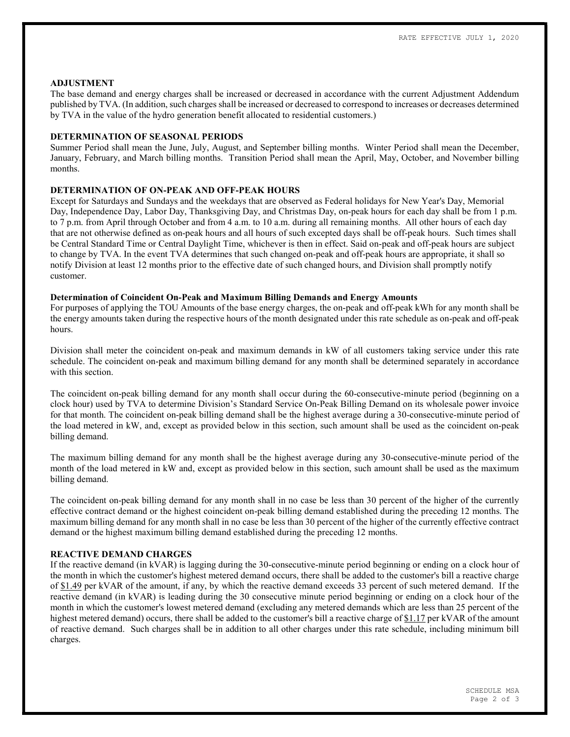## ADJUSTMENT

The base demand and energy charges shall be increased or decreased in accordance with the current Adjustment Addendum published by TVA. (In addition, such charges shall be increased or decreased to correspond to increases or decreases determined by TVA in the value of the hydro generation benefit allocated to residential customers.)

## DETERMINATION OF SEASONAL PERIODS

Summer Period shall mean the June, July, August, and September billing months. Winter Period shall mean the December, January, February, and March billing months. Transition Period shall mean the April, May, October, and November billing months.

## DETERMINATION OF ON-PEAK AND OFF-PEAK HOURS

Except for Saturdays and Sundays and the weekdays that are observed as Federal holidays for New Year's Day, Memorial Day, Independence Day, Labor Day, Thanksgiving Day, and Christmas Day, on-peak hours for each day shall be from 1 p.m. to 7 p.m. from April through October and from 4 a.m. to 10 a.m. during all remaining months. All other hours of each day that are not otherwise defined as on-peak hours and all hours of such excepted days shall be off-peak hours. Such times shall be Central Standard Time or Central Daylight Time, whichever is then in effect. Said on-peak and off-peak hours are subject to change by TVA. In the event TVA determines that such changed on-peak and off-peak hours are appropriate, it shall so notify Division at least 12 months prior to the effective date of such changed hours, and Division shall promptly notify customer.

### Determination of Coincident On-Peak and Maximum Billing Demands and Energy Amounts

For purposes of applying the TOU Amounts of the base energy charges, the on-peak and off-peak kWh for any month shall be the energy amounts taken during the respective hours of the month designated under this rate schedule as on-peak and off-peak hours.

Division shall meter the coincident on-peak and maximum demands in kW of all customers taking service under this rate schedule. The coincident on-peak and maximum billing demand for any month shall be determined separately in accordance with this section.

The coincident on-peak billing demand for any month shall occur during the 60-consecutive-minute period (beginning on a clock hour) used by TVA to determine Division's Standard Service On-Peak Billing Demand on its wholesale power invoice for that month. The coincident on-peak billing demand shall be the highest average during a 30-consecutive-minute period of the load metered in kW, and, except as provided below in this section, such amount shall be used as the coincident on-peak billing demand.

The maximum billing demand for any month shall be the highest average during any 30-consecutive-minute period of the month of the load metered in kW and, except as provided below in this section, such amount shall be used as the maximum billing demand.

The coincident on-peak billing demand for any month shall in no case be less than 30 percent of the higher of the currently effective contract demand or the highest coincident on-peak billing demand established during the preceding 12 months. The maximum billing demand for any month shall in no case be less than 30 percent of the higher of the currently effective contract demand or the highest maximum billing demand established during the preceding 12 months.

## REACTIVE DEMAND CHARGES

If the reactive demand (in kVAR) is lagging during the 30-consecutive-minute period beginning or ending on a clock hour of the month in which the customer's highest metered demand occurs, there shall be added to the customer's bill a reactive charge of $1.49 per kVAR of the amount, if any, by which the reactive demand exceeds 33 percent of such metered demand. If the reactive demand (in kVAR) is leading during the 30 consecutive minute period beginning or ending on a clock hour of the month in which the customer's lowest metered demand (excluding any metered demands which are less than 25 percent of the highest metered demand) occurs, there shall be added to the customer's bill a reactive charge of $1.17 per kVAR of the amount of reactive demand. Such charges shall be in addition to all other charges under this rate schedule, including minimum bill charges.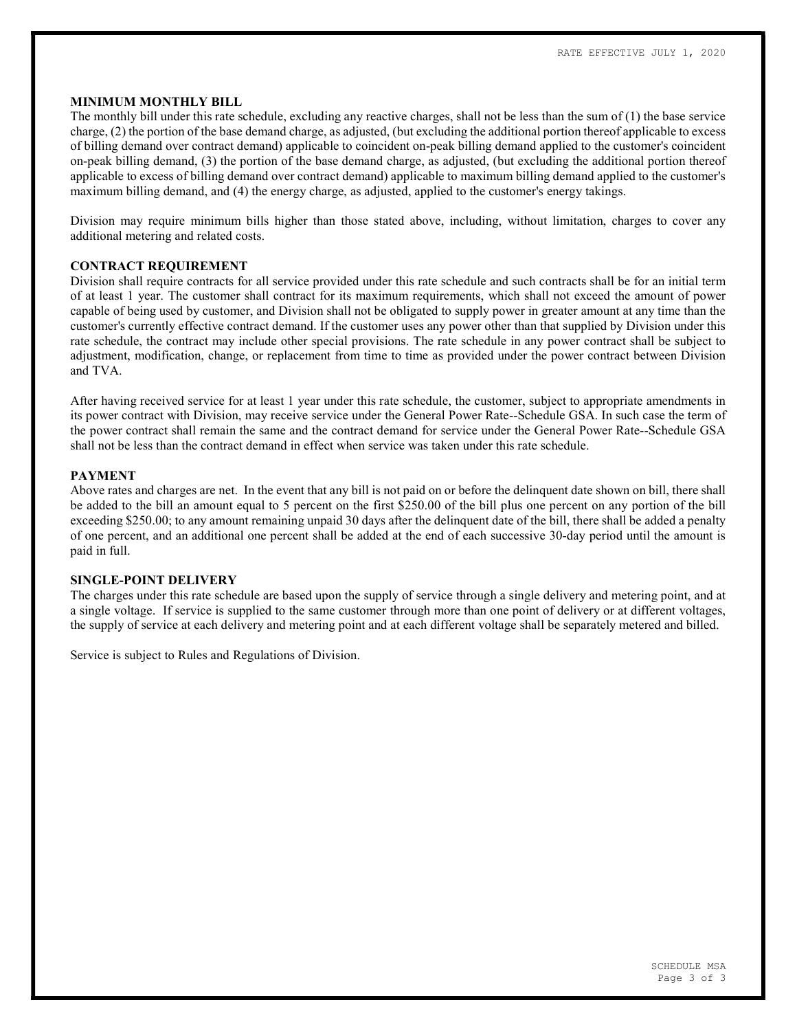**MINIMUM MONTHLY BILL**

The monthly bill under this rate schedule, excluding any reactive charges, shall not be less than the sum of (1) the base service charge, (2) the portion of the base demand charge, as adjusted, (but excluding the additional portion thereof applicable to excess of billing demand over contract demand) applicable to coincident on-peak billing demand applied to the customer's coincident on-peak billing demand, (3) the portion of the base demand charge, as adjusted, (but excluding the additional portion thereof applicable to excess of billing demand over contract demand) applicable to maximum billing demand applied to the customer's maximum billing demand, and (4) the energy charge, as adjusted, applied to the customer's energy takings.

Division may require minimum bills higher than those stated above, including, without limitation, charges to cover any additional metering and related costs.

**CONTRACT REQUIREMENT**

Division shall require contracts for all service provided under this rate schedule and such contracts shall be for an initial term of at least 1 year. The customer shall contract for its maximum requirements, which shall not exceed the amount of power capable of being used by customer, and Division shall not be obligated to supply power in greater amount at any time than the customer's currently effective contract demand. If the customer uses any power other than that supplied by Division under this rate schedule, the contract may include other special provisions. The rate schedule in any power contract shall be subject to adjustment, modification, change, or replacement from time to time as provided under the power contract between Division and TVA.

After having received service for at least 1 year under this rate schedule, the customer, subject to appropriate amendments in its power contract with Division, may receive service under the General Power Rate--Schedule GSA. In such case the term of the power contract shall remain the same and the contract demand for service under the General Power Rate--Schedule GSA shall not be less than the contract demand in effect when service was taken under this rate schedule.

**PAYMENT**

Above rates and charges are net. In the event that any bill is not paid on or before the delinquent date shown on bill, there shall be added to the bill an amount equal to 5 percent on the first $250.00 of the bill plus one percent on any portion of the bill exceeding $250.00; to any amount remaining unpaid 30 days after the delinquent date of the bill, there shall be added a penalty of one percent, and an additional one percent shall be added at the end of each successive 30-day period until the amount is paid in full.

**SINGLE-POINT DELIVERY**

The charges under this rate schedule are based upon the supply of service through a single delivery and metering point, and at a single voltage. If service is supplied to the same customer through more than one point of delivery or at different voltages, the supply of service at each delivery and metering point and at each different voltage shall be separately metered and billed.

Service is subject to Rules and Regulations of Division.